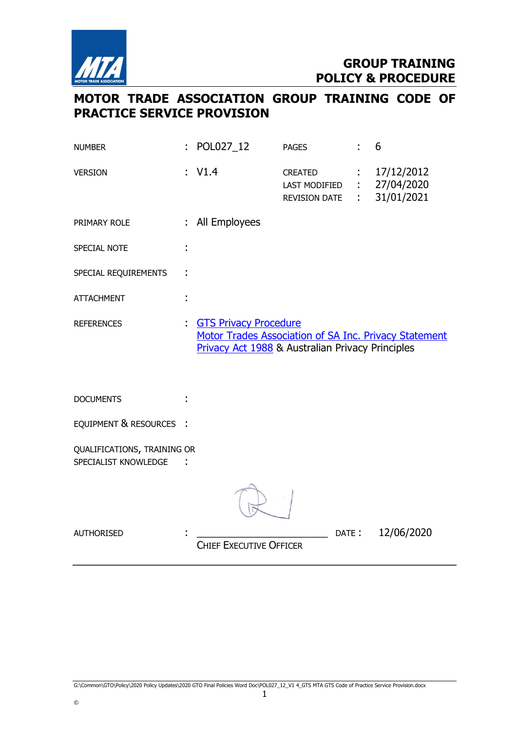**GROUP TRAINING**
**POLICY & PROCEDURE**

# MOTOR TRADE ASSOCIATION GROUP TRAINING CODE OF PRACTICE SERVICE PROVISION

| | | | | |
|---|---|---|---|---|
| NUMBER | : POL027_12 | PAGES | : | 6 |
| VERSION | : V1.4 | CREATED | : | 17/12/2012 |
| | | LAST MODIFIED | : | 27/04/2020 |
| | | REVISION DATE | : | 31/01/2021 |

PRIMARY ROLE : All Employees

SPECIAL NOTE :

SPECIAL REQUIREMENTS :

ATTACHMENT :

REFERENCES : GTS Privacy Procedure
Motor Trades Association of SA Inc. Privacy Statement
Privacy Act 1988 & Australian Privacy Principles

DOCUMENTS :

EQUIPMENT & RESOURCES :

QUALIFICATIONS, TRAINING OR SPECIALIST KNOWLEDGE :

AUTHORISED : ________________________ DATE : 12/06/2020
CHIEF EXECUTIVE OFFICER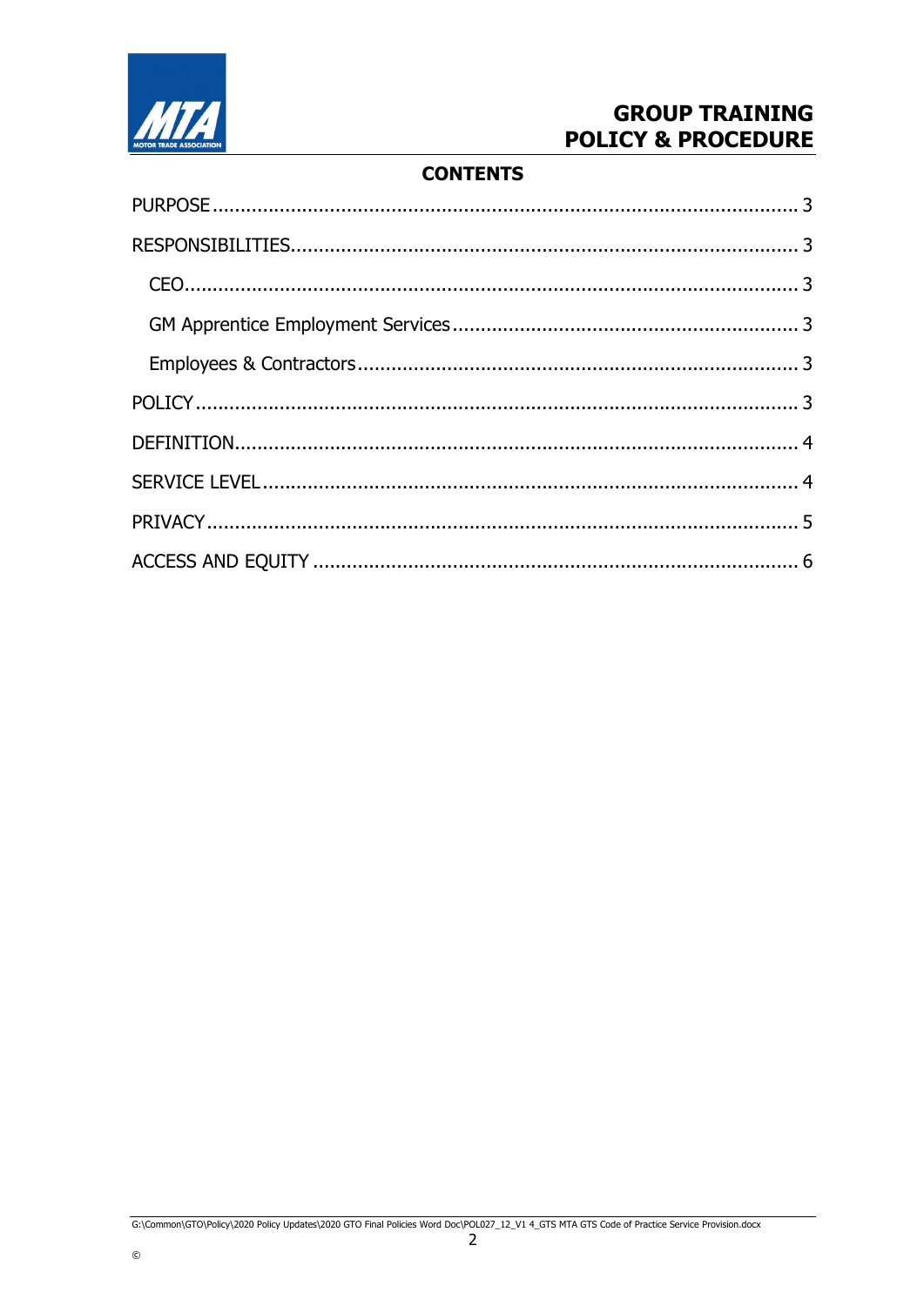## CONTENTS

PURPOSE ........................................................................ 3

RESPONSIBILITIES ........................................................................ 3

  CEO ........................................................................ 3

  GM Apprentice Employment Services ........................................................................ 3

  Employees & Contractors ........................................................................ 3

POLICY ........................................................................ 3

DEFINITION ........................................................................ 4

SERVICE LEVEL ........................................................................ 4

PRIVACY ........................................................................ 5

ACCESS AND EQUITY ........................................................................ 6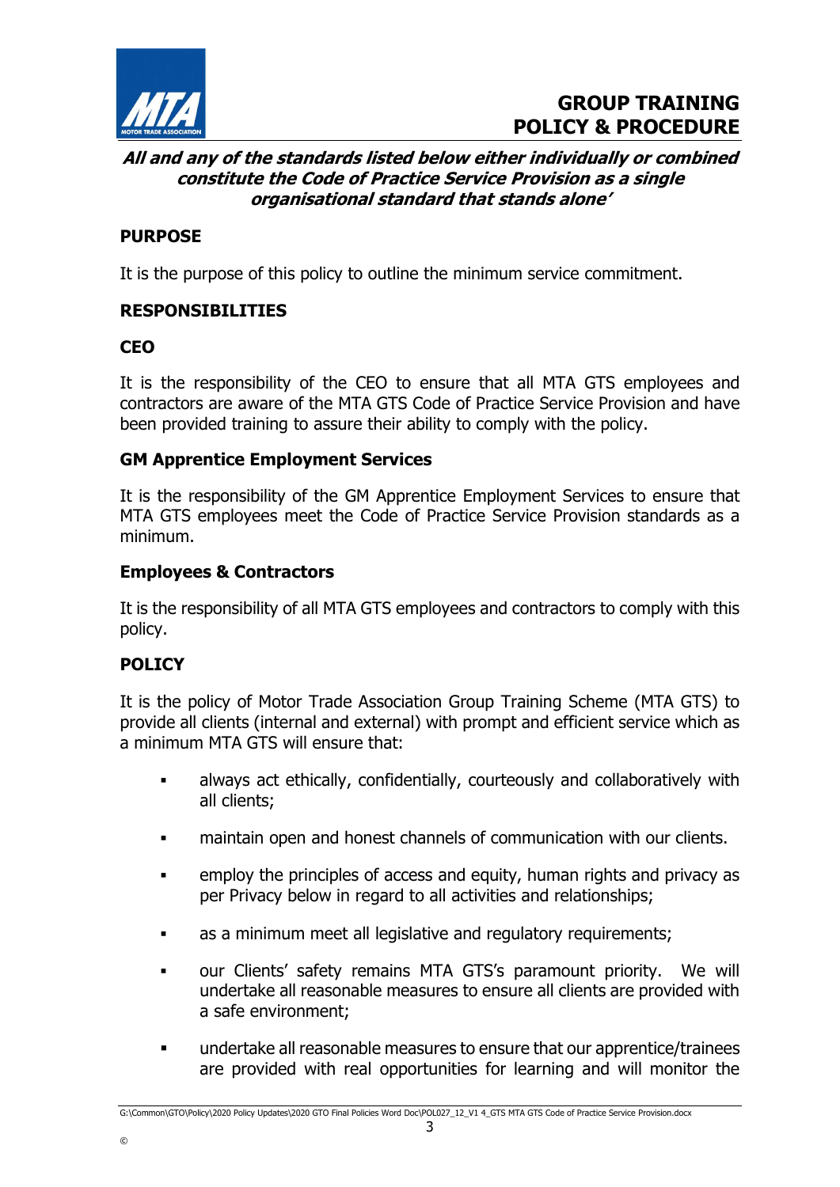***All and any of the standards listed below either individually or combined constitute the Code of Practice Service Provision as a single organisational standard that stands alone'***

## PURPOSE

It is the purpose of this policy to outline the minimum service commitment.

## RESPONSIBILITIES

### CEO

It is the responsibility of the CEO to ensure that all MTA GTS employees and contractors are aware of the MTA GTS Code of Practice Service Provision and have been provided training to assure their ability to comply with the policy.

### GM Apprentice Employment Services

It is the responsibility of the GM Apprentice Employment Services to ensure that MTA GTS employees meet the Code of Practice Service Provision standards as a minimum.

### Employees & Contractors

It is the responsibility of all MTA GTS employees and contractors to comply with this policy.

## POLICY

It is the policy of Motor Trade Association Group Training Scheme (MTA GTS) to provide all clients (internal and external) with prompt and efficient service which as a minimum MTA GTS will ensure that:

- always act ethically, confidentially, courteously and collaboratively with all clients;
- maintain open and honest channels of communication with our clients.
- employ the principles of access and equity, human rights and privacy as per Privacy below in regard to all activities and relationships;
- as a minimum meet all legislative and regulatory requirements;
- our Clients' safety remains MTA GTS's paramount priority. We will undertake all reasonable measures to ensure all clients are provided with a safe environment;
- undertake all reasonable measures to ensure that our apprentice/trainees are provided with real opportunities for learning and will monitor the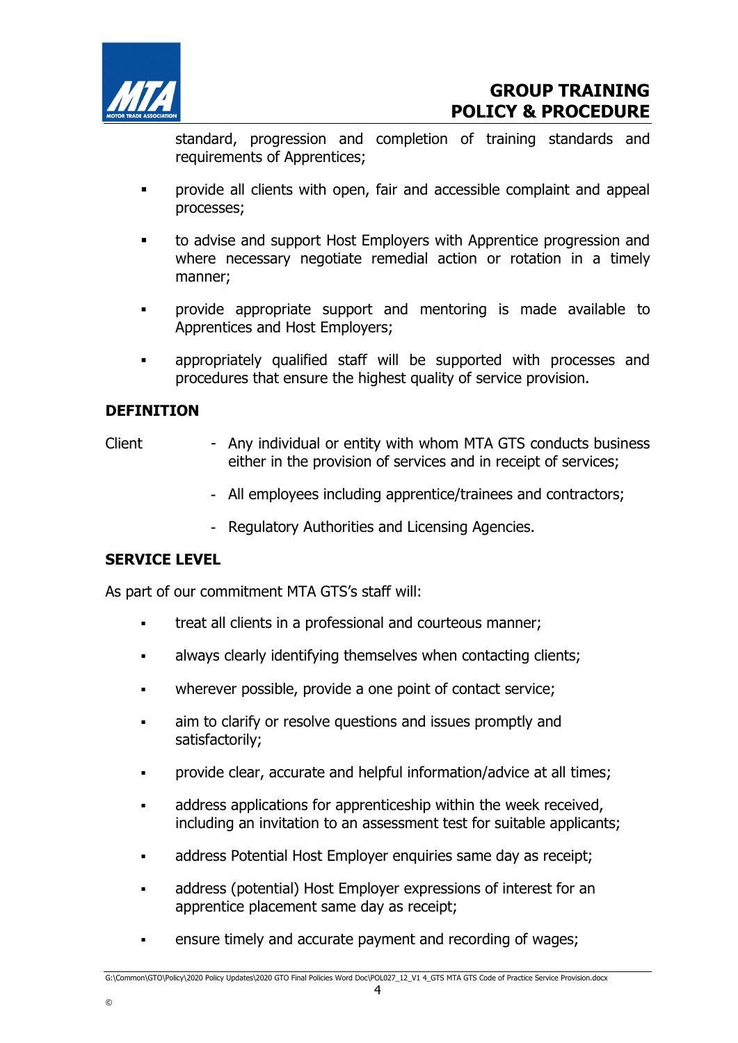standard, progression and completion of training standards and requirements of Apprentices;

- provide all clients with open, fair and accessible complaint and appeal processes;
- to advise and support Host Employers with Apprentice progression and where necessary negotiate remedial action or rotation in a timely manner;
- provide appropriate support and mentoring is made available to Apprentices and Host Employers;
- appropriately qualified staff will be supported with processes and procedures that ensure the highest quality of service provision.

## DEFINITION

Client
- Any individual or entity with whom MTA GTS conducts business either in the provision of services and in receipt of services;
- All employees including apprentice/trainees and contractors;
- Regulatory Authorities and Licensing Agencies.

## SERVICE LEVEL

As part of our commitment MTA GTS's staff will:

- treat all clients in a professional and courteous manner;
- always clearly identifying themselves when contacting clients;
- wherever possible, provide a one point of contact service;
- aim to clarify or resolve questions and issues promptly and satisfactorily;
- provide clear, accurate and helpful information/advice at all times;
- address applications for apprenticeship within the week received, including an invitation to an assessment test for suitable applicants;
- address Potential Host Employer enquiries same day as receipt;
- address (potential) Host Employer expressions of interest for an apprentice placement same day as receipt;
- ensure timely and accurate payment and recording of wages;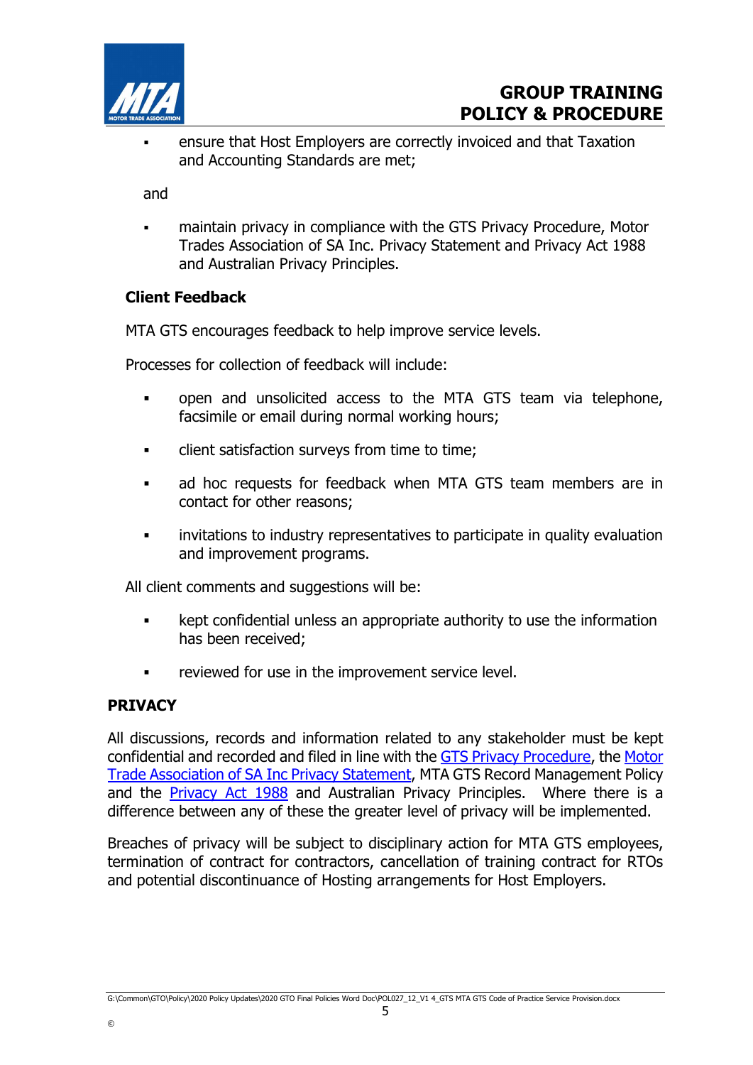- ensure that Host Employers are correctly invoiced and that Taxation and Accounting Standards are met;

and

- maintain privacy in compliance with the GTS Privacy Procedure, Motor Trades Association of SA Inc. Privacy Statement and Privacy Act 1988 and Australian Privacy Principles.

### Client Feedback

MTA GTS encourages feedback to help improve service levels.

Processes for collection of feedback will include:

- open and unsolicited access to the MTA GTS team via telephone, facsimile or email during normal working hours;
- client satisfaction surveys from time to time;
- ad hoc requests for feedback when MTA GTS team members are in contact for other reasons;
- invitations to industry representatives to participate in quality evaluation and improvement programs.

All client comments and suggestions will be:

- kept confidential unless an appropriate authority to use the information has been received;
- reviewed for use in the improvement service level.

## PRIVACY

All discussions, records and information related to any stakeholder must be kept confidential and recorded and filed in line with the GTS Privacy Procedure, the Motor Trade Association of SA Inc Privacy Statement, MTA GTS Record Management Policy and the Privacy Act 1988 and Australian Privacy Principles. Where there is a difference between any of these the greater level of privacy will be implemented.

Breaches of privacy will be subject to disciplinary action for MTA GTS employees, termination of contract for contractors, cancellation of training contract for RTOs and potential discontinuance of Hosting arrangements for Host Employers.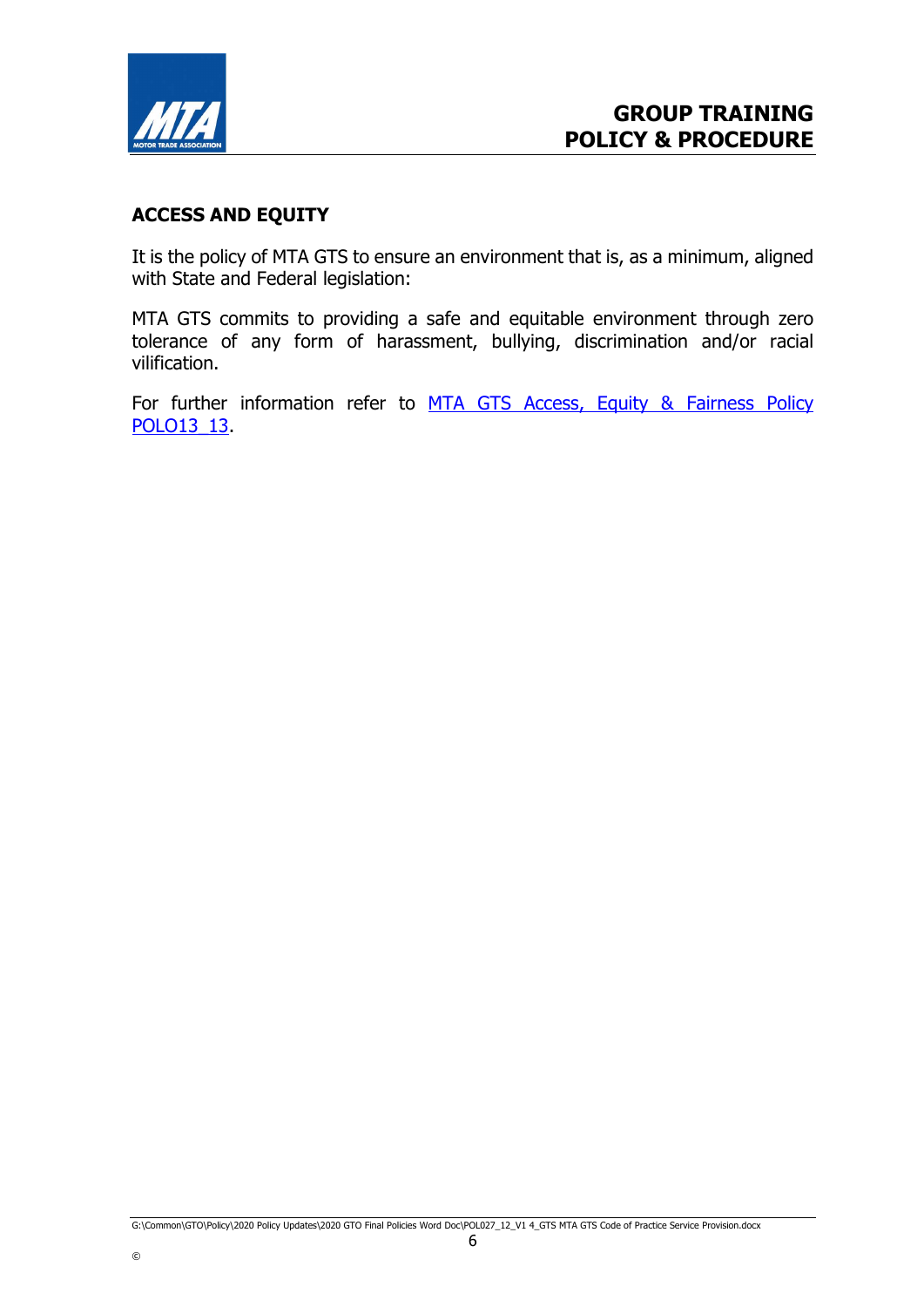## ACCESS AND EQUITY

It is the policy of MTA GTS to ensure an environment that is, as a minimum, aligned with State and Federal legislation:

MTA GTS commits to providing a safe and equitable environment through zero tolerance of any form of harassment, bullying, discrimination and/or racial vilification.

For further information refer to MTA GTS Access, Equity & Fairness Policy POLO13_13.